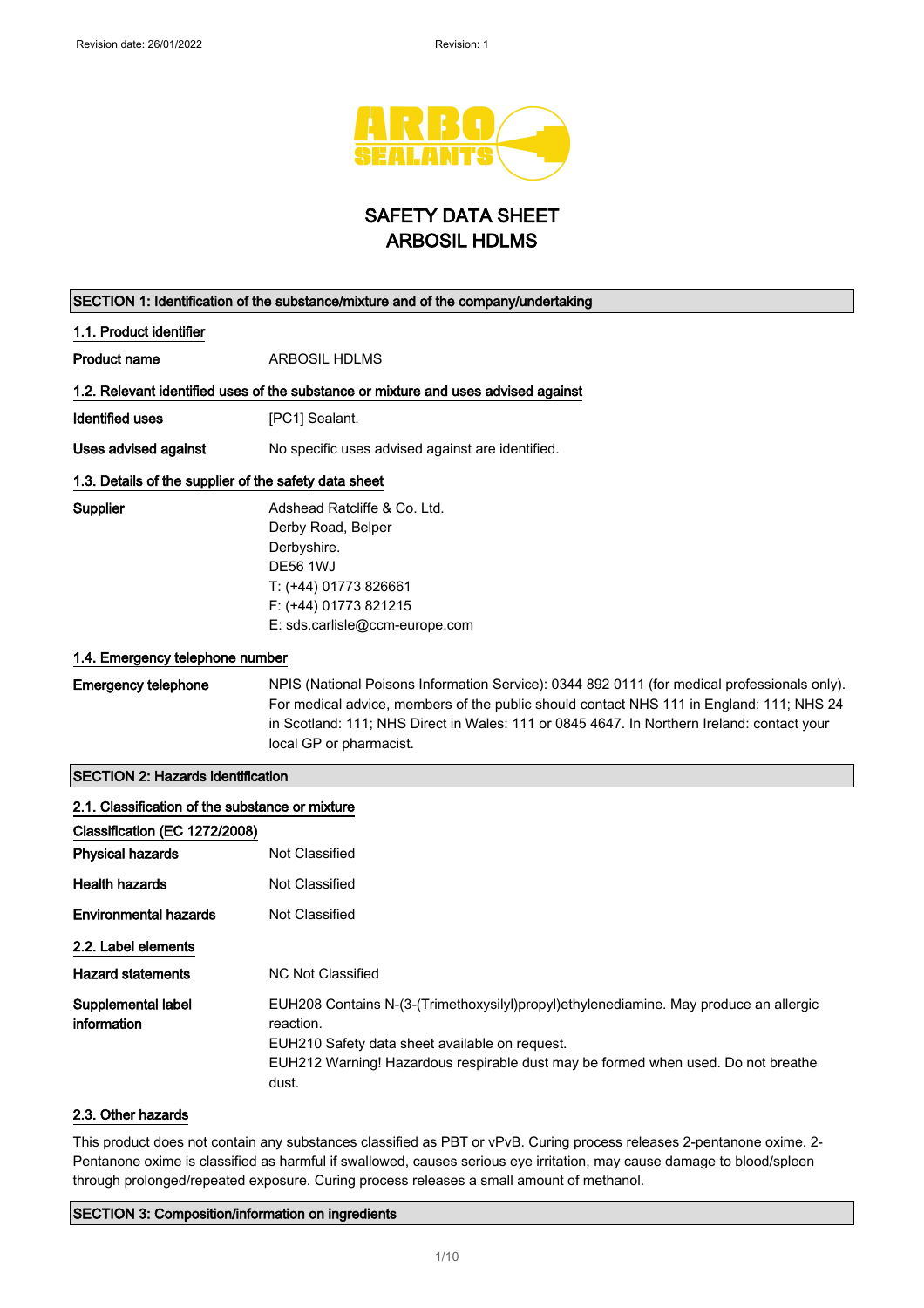# SAFETY DATA SHEET
# ARBOSIL HDLMS

## SECTION 1: Identification of the substance/mixture and of the company/undertaking

### 1.1. Product identifier

**Product name** ARBOSIL HDLMS

### 1.2. Relevant identified uses of the substance or mixture and uses advised against

**Identified uses** [PC1] Sealant.

**Uses advised against** No specific uses advised against are identified.

### 1.3. Details of the supplier of the safety data sheet

**Supplier**
Adshead Ratcliffe & Co. Ltd.
Derby Road, Belper
Derbyshire.
DE56 1WJ
T: (+44) 01773 826661
F: (+44) 01773 821215
E: sds.carlisle@ccm-europe.com

### 1.4. Emergency telephone number

**Emergency telephone** NPIS (National Poisons Information Service): 0344 892 0111 (for medical professionals only). For medical advice, members of the public should contact NHS 111 in England: 111; NHS 24 in Scotland: 111; NHS Direct in Wales: 111 or 0845 4647. In Northern Ireland: contact your local GP or pharmacist.

## SECTION 2: Hazards identification

### 2.1. Classification of the substance or mixture

**Classification (EC 1272/2008)**

**Physical hazards** Not Classified

**Health hazards** Not Classified

**Environmental hazards** Not Classified

### 2.2. Label elements

**Hazard statements** NC Not Classified

**Supplemental label information**
EUH208 Contains N-(3-(Trimethoxysilyl)propyl)ethylenediamine. May produce an allergic reaction.
EUH210 Safety data sheet available on request.
EUH212 Warning! Hazardous respirable dust may be formed when used. Do not breathe dust.

### 2.3. Other hazards

This product does not contain any substances classified as PBT or vPvB. Curing process releases 2-pentanone oxime. 2-Pentanone oxime is classified as harmful if swallowed, causes serious eye irritation, may cause damage to blood/spleen through prolonged/repeated exposure. Curing process releases a small amount of methanol.

## SECTION 3: Composition/information on ingredients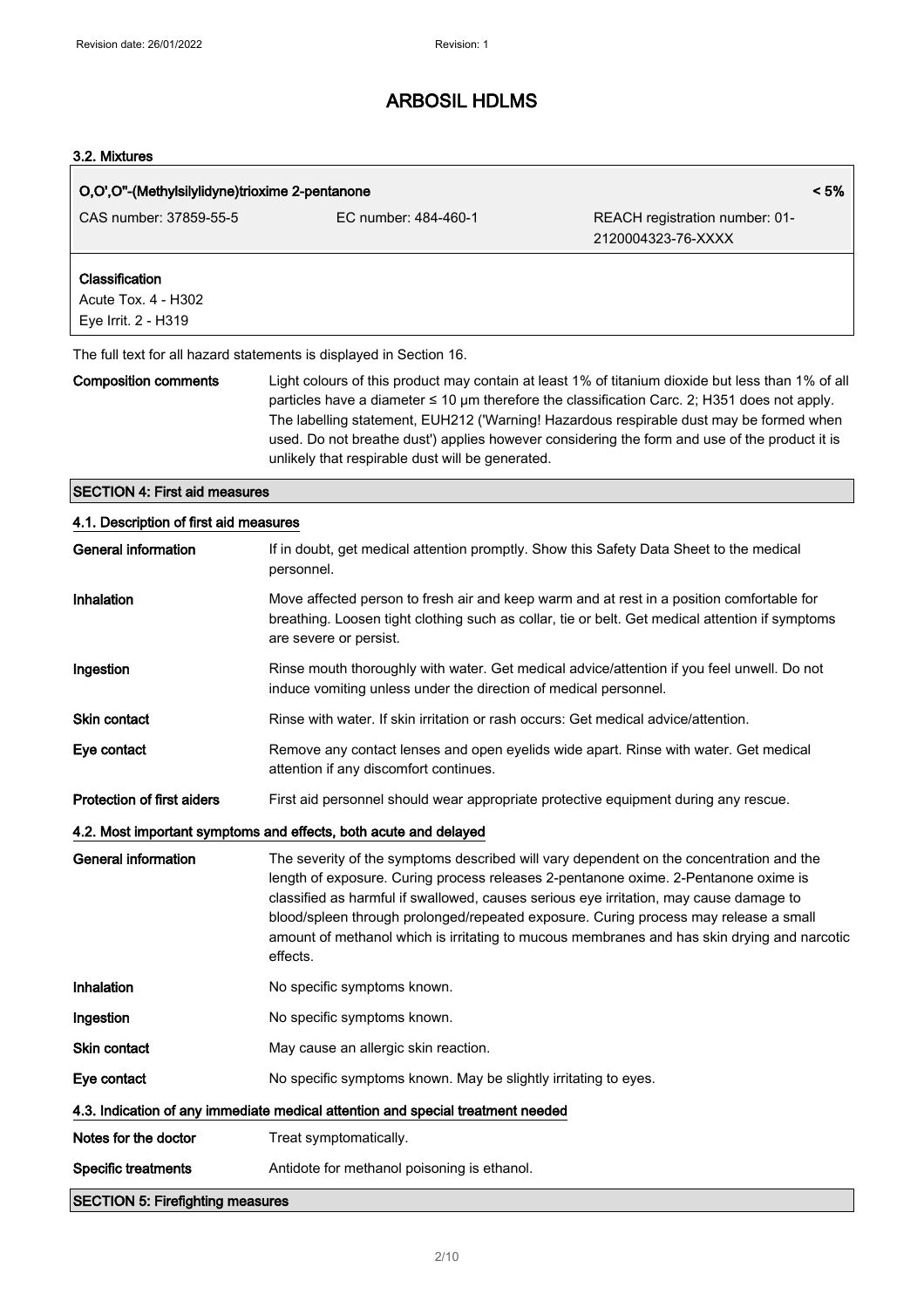### 3.2. Mixtures

| O,O',O''-(Methylsilylidyne)trioxime 2-pentanone | | < 5% |
|---|---|---|
| CAS number: 37859-55-5 | EC number: 484-460-1 | REACH registration number: 01-2120004323-76-XXXX |

**Classification**
Acute Tox. 4 - H302
Eye Irrit. 2 - H319

The full text for all hazard statements is displayed in Section 16.

**Composition comments** Light colours of this product may contain at least 1% of titanium dioxide but less than 1% of all particles have a diameter ≤ 10 µm therefore the classification Carc. 2; H351 does not apply. The labelling statement, EUH212 ('Warning! Hazardous respirable dust may be formed when used. Do not breathe dust') applies however considering the form and use of the product it is unlikely that respirable dust will be generated.

## SECTION 4: First aid measures

### 4.1. Description of first aid measures

**General information** If in doubt, get medical attention promptly. Show this Safety Data Sheet to the medical personnel.

**Inhalation** Move affected person to fresh air and keep warm and at rest in a position comfortable for breathing. Loosen tight clothing such as collar, tie or belt. Get medical attention if symptoms are severe or persist.

**Ingestion** Rinse mouth thoroughly with water. Get medical advice/attention if you feel unwell. Do not induce vomiting unless under the direction of medical personnel.

**Skin contact** Rinse with water. If skin irritation or rash occurs: Get medical advice/attention.

**Eye contact** Remove any contact lenses and open eyelids wide apart. Rinse with water. Get medical attention if any discomfort continues.

**Protection of first aiders** First aid personnel should wear appropriate protective equipment during any rescue.

### 4.2. Most important symptoms and effects, both acute and delayed

**General information** The severity of the symptoms described will vary dependent on the concentration and the length of exposure. Curing process releases 2-pentanone oxime. 2-Pentanone oxime is classified as harmful if swallowed, causes serious eye irritation, may cause damage to blood/spleen through prolonged/repeated exposure. Curing process may release a small amount of methanol which is irritating to mucous membranes and has skin drying and narcotic effects.

**Inhalation** No specific symptoms known.

**Ingestion** No specific symptoms known.

**Skin contact** May cause an allergic skin reaction.

**Eye contact** No specific symptoms known. May be slightly irritating to eyes.

### 4.3. Indication of any immediate medical attention and special treatment needed

**Notes for the doctor** Treat symptomatically.

**Specific treatments** Antidote for methanol poisoning is ethanol.

## SECTION 5: Firefighting measures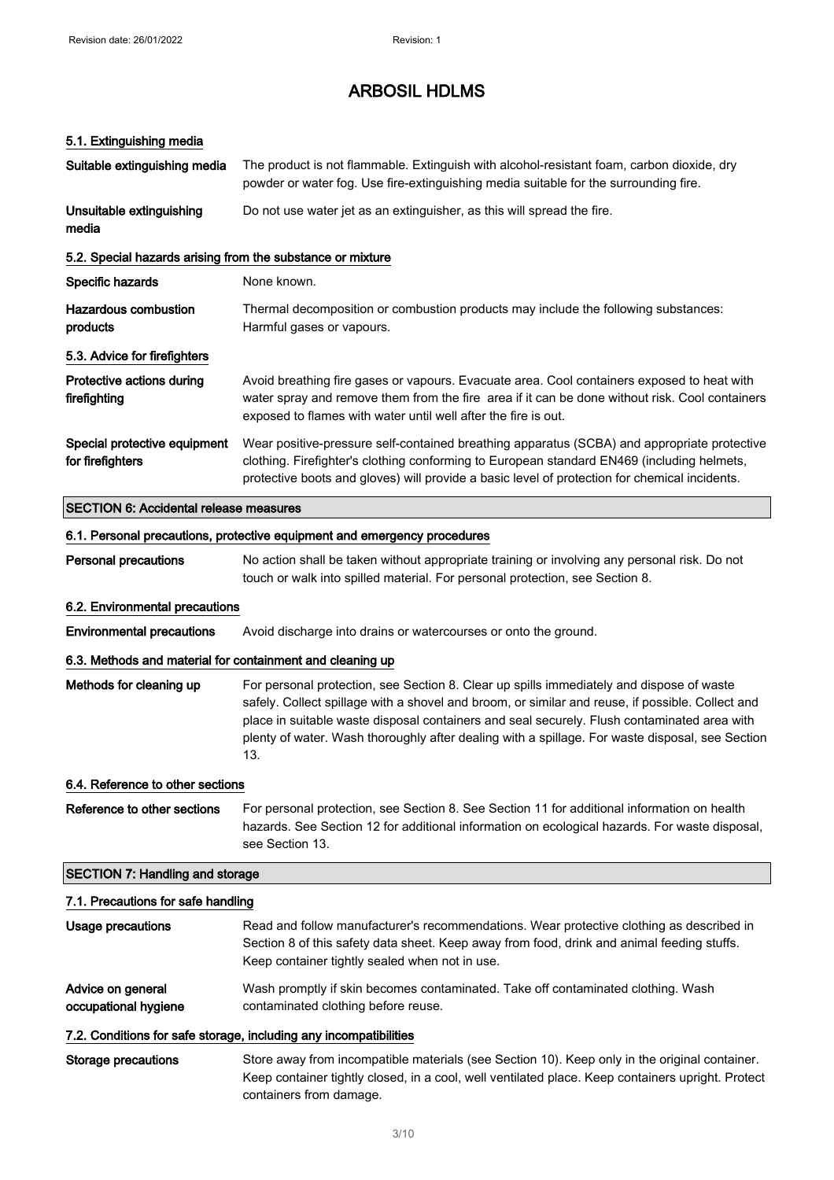# ARBOSIL HDLMS

### 5.1. Extinguishing media

| | |
|---|---|
| **Suitable extinguishing media** | The product is not flammable. Extinguish with alcohol-resistant foam, carbon dioxide, dry powder or water fog. Use fire-extinguishing media suitable for the surrounding fire. |
| **Unsuitable extinguishing media** | Do not use water jet as an extinguisher, as this will spread the fire. |

### 5.2. Special hazards arising from the substance or mixture

| | |
|---|---|
| **Specific hazards** | None known. |
| **Hazardous combustion products** | Thermal decomposition or combustion products may include the following substances: Harmful gases or vapours. |

### 5.3. Advice for firefighters

| | |
|---|---|
| **Protective actions during firefighting** | Avoid breathing fire gases or vapours. Evacuate area. Cool containers exposed to heat with water spray and remove them from the fire area if it can be done without risk. Cool containers exposed to flames with water until well after the fire is out. |
| **Special protective equipment for firefighters** | Wear positive-pressure self-contained breathing apparatus (SCBA) and appropriate protective clothing. Firefighter's clothing conforming to European standard EN469 (including helmets, protective boots and gloves) will provide a basic level of protection for chemical incidents. |

## SECTION 6: Accidental release measures

### 6.1. Personal precautions, protective equipment and emergency procedures

| | |
|---|---|
| **Personal precautions** | No action shall be taken without appropriate training or involving any personal risk. Do not touch or walk into spilled material. For personal protection, see Section 8. |

### 6.2. Environmental precautions

| | |
|---|---|
| **Environmental precautions** | Avoid discharge into drains or watercourses or onto the ground. |

### 6.3. Methods and material for containment and cleaning up

| | |
|---|---|
| **Methods for cleaning up** | For personal protection, see Section 8. Clear up spills immediately and dispose of waste safely. Collect spillage with a shovel and broom, or similar and reuse, if possible. Collect and place in suitable waste disposal containers and seal securely. Flush contaminated area with plenty of water. Wash thoroughly after dealing with a spillage. For waste disposal, see Section 13. |

### 6.4. Reference to other sections

| | |
|---|---|
| **Reference to other sections** | For personal protection, see Section 8. See Section 11 for additional information on health hazards. See Section 12 for additional information on ecological hazards. For waste disposal, see Section 13. |

## SECTION 7: Handling and storage

### 7.1. Precautions for safe handling

| | |
|---|---|
| **Usage precautions** | Read and follow manufacturer's recommendations. Wear protective clothing as described in Section 8 of this safety data sheet. Keep away from food, drink and animal feeding stuffs. Keep container tightly sealed when not in use. |
| **Advice on general occupational hygiene** | Wash promptly if skin becomes contaminated. Take off contaminated clothing. Wash contaminated clothing before reuse. |

### 7.2. Conditions for safe storage, including any incompatibilities

| | |
|---|---|
| **Storage precautions** | Store away from incompatible materials (see Section 10). Keep only in the original container. Keep container tightly closed, in a cool, well ventilated place. Keep containers upright. Protect containers from damage. |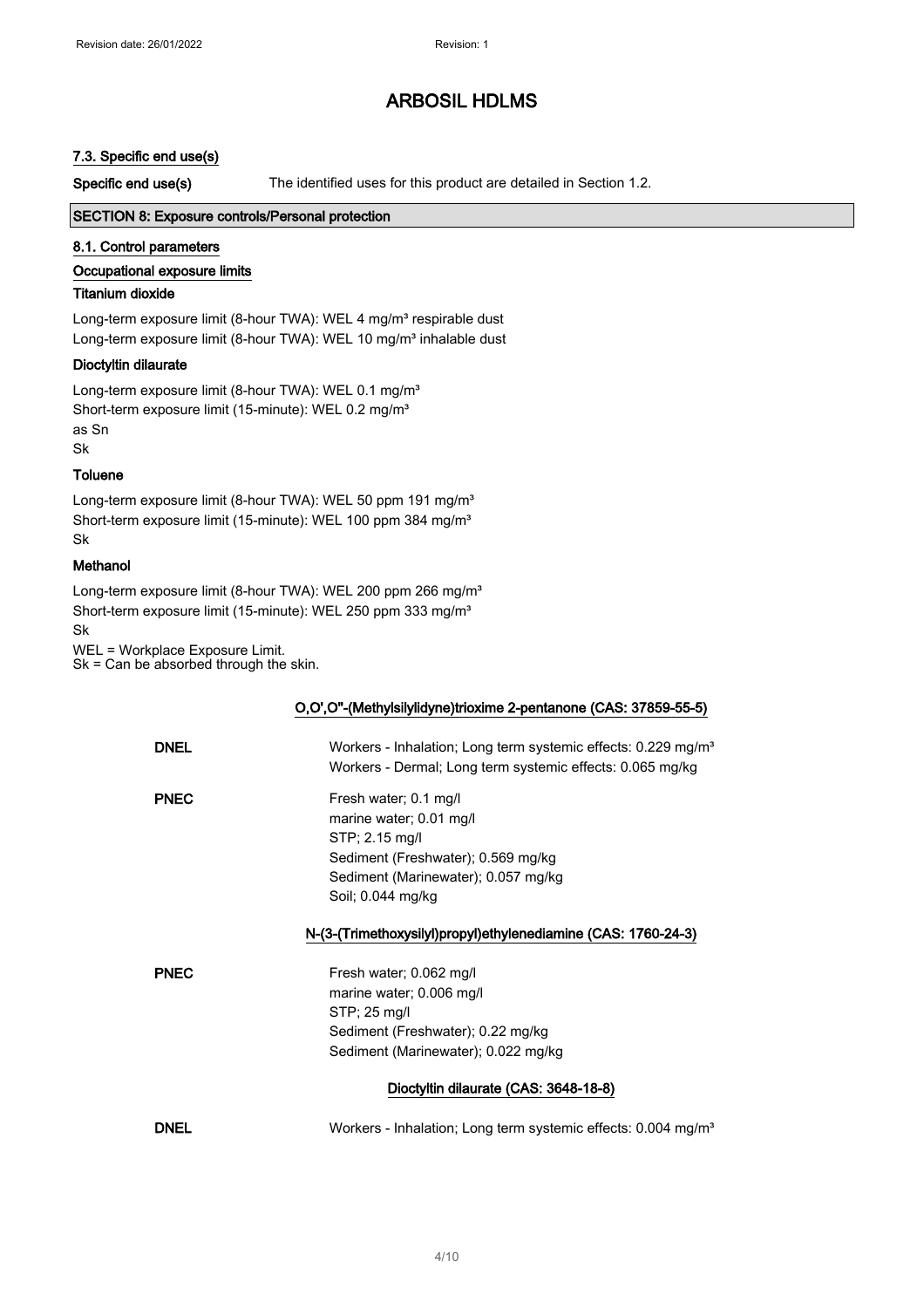### 7.3. Specific end use(s)

**Specific end use(s)** The identified uses for this product are detailed in Section 1.2.

## SECTION 8: Exposure controls/Personal protection

### 8.1. Control parameters

**Occupational exposure limits**

**Titanium dioxide**

Long-term exposure limit (8-hour TWA): WEL 4 mg/m³ respirable dust
Long-term exposure limit (8-hour TWA): WEL 10 mg/m³ inhalable dust

**Dioctyltin dilaurate**

Long-term exposure limit (8-hour TWA): WEL 0.1 mg/m³
Short-term exposure limit (15-minute): WEL 0.2 mg/m³
as Sn
Sk

**Toluene**

Long-term exposure limit (8-hour TWA): WEL 50 ppm 191 mg/m³
Short-term exposure limit (15-minute): WEL 100 ppm 384 mg/m³
Sk

**Methanol**

Long-term exposure limit (8-hour TWA): WEL 200 ppm 266 mg/m³
Short-term exposure limit (15-minute): WEL 250 ppm 333 mg/m³
Sk

WEL = Workplace Exposure Limit.
Sk = Can be absorbed through the skin.

**O,O',O''-(Methylsilylidyne)trioxime 2-pentanone (CAS: 37859-55-5)**

**DNEL** Workers - Inhalation; Long term systemic effects: 0.229 mg/m³
Workers - Dermal; Long term systemic effects: 0.065 mg/kg

**PNEC** Fresh water; 0.1 mg/l
marine water; 0.01 mg/l
STP; 2.15 mg/l
Sediment (Freshwater); 0.569 mg/kg
Sediment (Marinewater); 0.057 mg/kg
Soil; 0.044 mg/kg

**N-(3-(Trimethoxysilyl)propyl)ethylenediamine (CAS: 1760-24-3)**

**PNEC** Fresh water; 0.062 mg/l
marine water; 0.006 mg/l
STP; 25 mg/l
Sediment (Freshwater); 0.22 mg/kg
Sediment (Marinewater); 0.022 mg/kg

**Dioctyltin dilaurate (CAS: 3648-18-8)**

**DNEL** Workers - Inhalation; Long term systemic effects: 0.004 mg/m³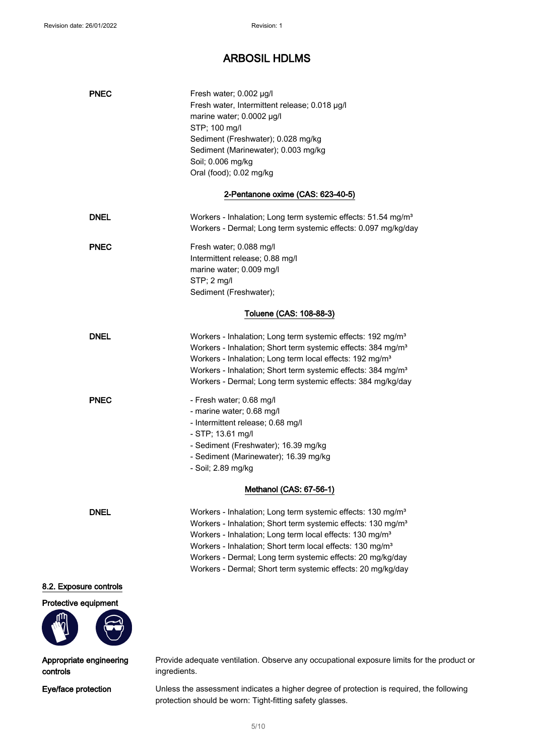# ARBOSIL HDLMS

| | |
|---|---|
| **PNEC** | Fresh water; 0.002 µg/l<br>Fresh water, Intermittent release; 0.018 µg/l<br>marine water; 0.0002 µg/l<br>STP; 100 mg/l<br>Sediment (Freshwater); 0.028 mg/kg<br>Sediment (Marinewater); 0.003 mg/kg<br>Soil; 0.006 mg/kg<br>Oral (food); 0.02 mg/kg |

**2-Pentanone oxime (CAS: 623-40-5)**

| | |
|---|---|
| **DNEL** | Workers - Inhalation; Long term systemic effects: 51.54 mg/m³<br>Workers - Dermal; Long term systemic effects: 0.097 mg/kg/day |
| **PNEC** | Fresh water; 0.088 mg/l<br>Intermittent release; 0.88 mg/l<br>marine water; 0.009 mg/l<br>STP; 2 mg/l<br>Sediment (Freshwater); |

**Toluene (CAS: 108-88-3)**

| | |
|---|---|
| **DNEL** | Workers - Inhalation; Long term systemic effects: 192 mg/m³<br>Workers - Inhalation; Short term systemic effects: 384 mg/m³<br>Workers - Inhalation; Long term local effects: 192 mg/m³<br>Workers - Inhalation; Short term systemic effects: 384 mg/m³<br>Workers - Dermal; Long term systemic effects: 384 mg/kg/day |
| **PNEC** | - Fresh water; 0.68 mg/l<br>- marine water; 0.68 mg/l<br>- Intermittent release; 0.68 mg/l<br>- STP; 13.61 mg/l<br>- Sediment (Freshwater); 16.39 mg/kg<br>- Sediment (Marinewater); 16.39 mg/kg<br>- Soil; 2.89 mg/kg |

**Methanol (CAS: 67-56-1)**

| | |
|---|---|
| **DNEL** | Workers - Inhalation; Long term systemic effects: 130 mg/m³<br>Workers - Inhalation; Short term systemic effects: 130 mg/m³<br>Workers - Inhalation; Long term local effects: 130 mg/m³<br>Workers - Inhalation; Short term local effects: 130 mg/m³<br>Workers - Dermal; Long term systemic effects: 20 mg/kg/day<br>Workers - Dermal; Short term systemic effects: 20 mg/kg/day |

## 8.2. Exposure controls

### Protective equipment

| | |
|---|---|
| **Appropriate engineering controls** | Provide adequate ventilation. Observe any occupational exposure limits for the product or ingredients. |
| **Eye/face protection** | Unless the assessment indicates a higher degree of protection is required, the following protection should be worn: Tight-fitting safety glasses. |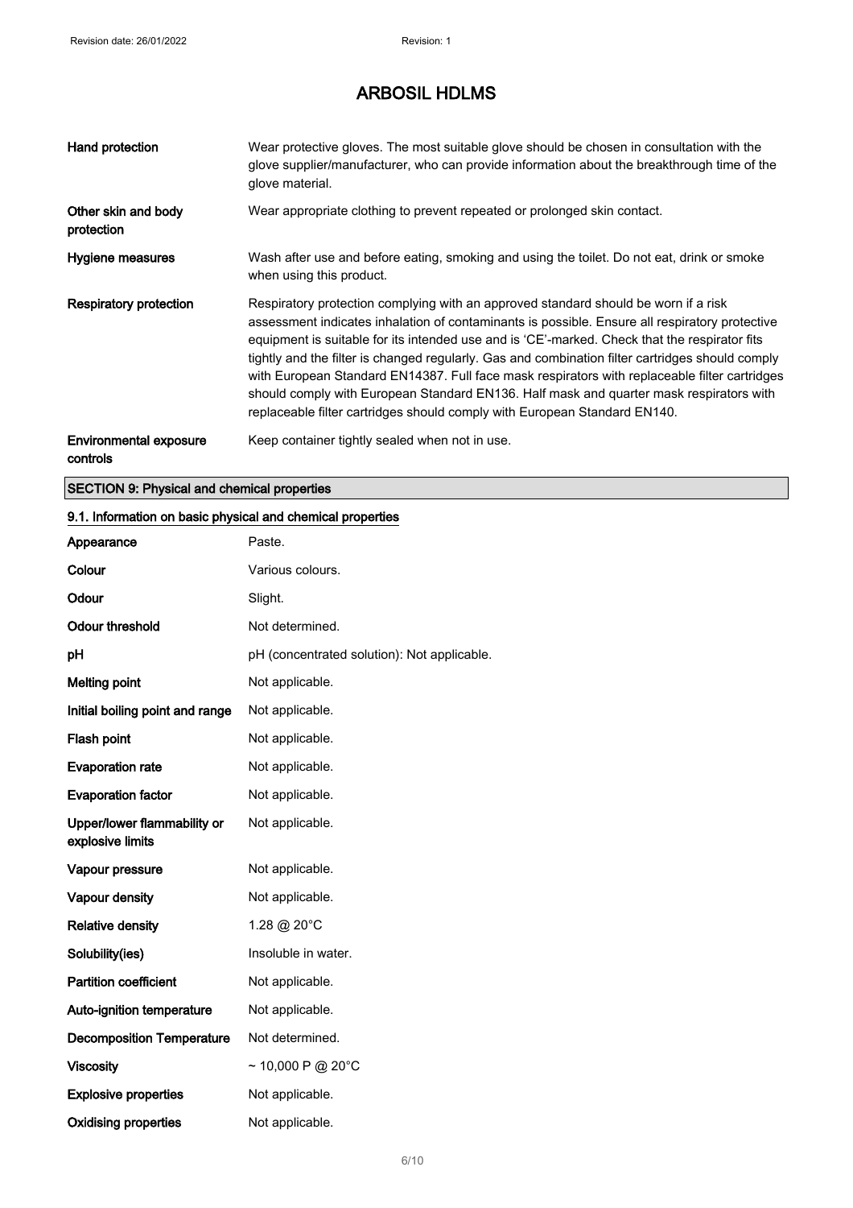# ARBOSIL HDLMS

| | |
|---|---|
| **Hand protection** | Wear protective gloves. The most suitable glove should be chosen in consultation with the glove supplier/manufacturer, who can provide information about the breakthrough time of the glove material. |
| **Other skin and body protection** | Wear appropriate clothing to prevent repeated or prolonged skin contact. |
| **Hygiene measures** | Wash after use and before eating, smoking and using the toilet. Do not eat, drink or smoke when using this product. |
| **Respiratory protection** | Respiratory protection complying with an approved standard should be worn if a risk assessment indicates inhalation of contaminants is possible. Ensure all respiratory protective equipment is suitable for its intended use and is 'CE'-marked. Check that the respirator fits tightly and the filter is changed regularly. Gas and combination filter cartridges should comply with European Standard EN14387. Full face mask respirators with replaceable filter cartridges should comply with European Standard EN136. Half mask and quarter mask respirators with replaceable filter cartridges should comply with European Standard EN140. |
| **Environmental exposure controls** | Keep container tightly sealed when not in use. |

## SECTION 9: Physical and chemical properties

### 9.1. Information on basic physical and chemical properties

| | |
|---|---|
| **Appearance** | Paste. |
| **Colour** | Various colours. |
| **Odour** | Slight. |
| **Odour threshold** | Not determined. |
| **pH** | pH (concentrated solution): Not applicable. |
| **Melting point** | Not applicable. |
| **Initial boiling point and range** | Not applicable. |
| **Flash point** | Not applicable. |
| **Evaporation rate** | Not applicable. |
| **Evaporation factor** | Not applicable. |
| **Upper/lower flammability or explosive limits** | Not applicable. |
| **Vapour pressure** | Not applicable. |
| **Vapour density** | Not applicable. |
| **Relative density** | 1.28 @ 20°C |
| **Solubility(ies)** | Insoluble in water. |
| **Partition coefficient** | Not applicable. |
| **Auto-ignition temperature** | Not applicable. |
| **Decomposition Temperature** | Not determined. |
| **Viscosity** | ~ 10,000 P @ 20°C |
| **Explosive properties** | Not applicable. |
| **Oxidising properties** | Not applicable. |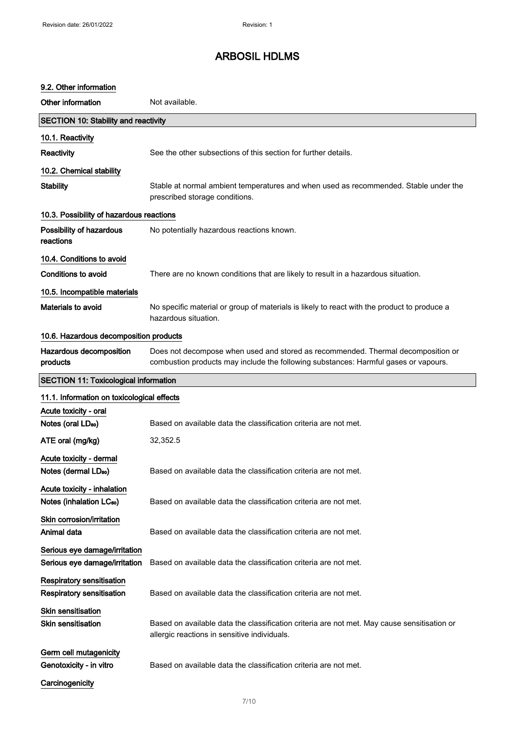### 9.2. Other information

| | |
|---|---|
| **Other information** | Not available. |

## SECTION 10: Stability and reactivity

### 10.1. Reactivity

| | |
|---|---|
| **Reactivity** | See the other subsections of this section for further details. |

### 10.2. Chemical stability

| | |
|---|---|
| **Stability** | Stable at normal ambient temperatures and when used as recommended. Stable under the prescribed storage conditions. |

### 10.3. Possibility of hazardous reactions

| | |
|---|---|
| **Possibility of hazardous reactions** | No potentially hazardous reactions known. |

### 10.4. Conditions to avoid

| | |
|---|---|
| **Conditions to avoid** | There are no known conditions that are likely to result in a hazardous situation. |

### 10.5. Incompatible materials

| | |
|---|---|
| **Materials to avoid** | No specific material or group of materials is likely to react with the product to produce a hazardous situation. |

### 10.6. Hazardous decomposition products

| | |
|---|---|
| **Hazardous decomposition products** | Does not decompose when used and stored as recommended. Thermal decomposition or combustion products may include the following substances: Harmful gases or vapours. |

## SECTION 11: Toxicological information

### 11.1. Information on toxicological effects

**Acute toxicity - oral**

| | |
|---|---|
| **Notes (oral $LD_{50}$)** | Based on available data the classification criteria are not met. |
| **ATE oral (mg/kg)** | 32,352.5 |

**Acute toxicity - dermal**

| | |
|---|---|
| **Notes (dermal $LD_{50}$)** | Based on available data the classification criteria are not met. |

**Acute toxicity - inhalation**

| | |
|---|---|
| **Notes (inhalation $LC_{50}$)** | Based on available data the classification criteria are not met. |

**Skin corrosion/irritation**

| | |
|---|---|
| **Animal data** | Based on available data the classification criteria are not met. |

**Serious eye damage/irritation**

| | |
|---|---|
| **Serious eye damage/irritation** | Based on available data the classification criteria are not met. |

**Respiratory sensitisation**

| | |
|---|---|
| **Respiratory sensitisation** | Based on available data the classification criteria are not met. |

**Skin sensitisation**

| | |
|---|---|
| **Skin sensitisation** | Based on available data the classification criteria are not met. May cause sensitisation or allergic reactions in sensitive individuals. |

**Germ cell mutagenicity**

| | |
|---|---|
| **Genotoxicity - in vitro** | Based on available data the classification criteria are not met. |

**Carcinogenicity**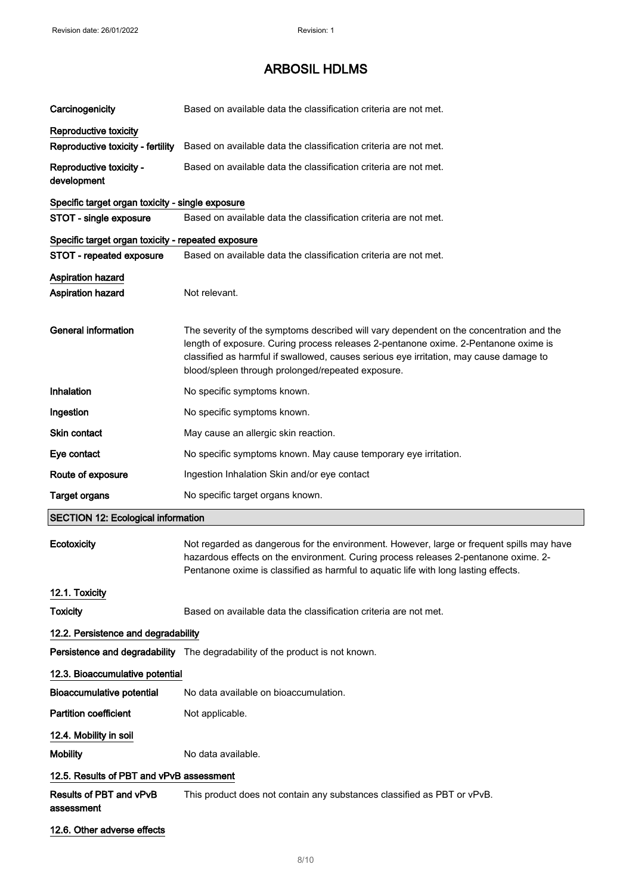# ARBOSIL HDLMS

**Carcinogenicity** Based on available data the classification criteria are not met.

**Reproductive toxicity**

**Reproductive toxicity - fertility** Based on available data the classification criteria are not met.

**Reproductive toxicity - development** Based on available data the classification criteria are not met.

**Specific target organ toxicity - single exposure**

**STOT - single exposure** Based on available data the classification criteria are not met.

**Specific target organ toxicity - repeated exposure**

**STOT - repeated exposure** Based on available data the classification criteria are not met.

**Aspiration hazard**

**Aspiration hazard** Not relevant.

**General information** The severity of the symptoms described will vary dependent on the concentration and the length of exposure. Curing process releases 2-pentanone oxime. 2-Pentanone oxime is classified as harmful if swallowed, causes serious eye irritation, may cause damage to blood/spleen through prolonged/repeated exposure.

**Inhalation** No specific symptoms known.

**Ingestion** No specific symptoms known.

**Skin contact** May cause an allergic skin reaction.

**Eye contact** No specific symptoms known. May cause temporary eye irritation.

**Route of exposure** Ingestion Inhalation Skin and/or eye contact

**Target organs** No specific target organs known.

## SECTION 12: Ecological information

**Ecotoxicity** Not regarded as dangerous for the environment. However, large or frequent spills may have hazardous effects on the environment. Curing process releases 2-pentanone oxime. 2-Pentanone oxime is classified as harmful to aquatic life with long lasting effects.

### 12.1. Toxicity

**Toxicity** Based on available data the classification criteria are not met.

### 12.2. Persistence and degradability

**Persistence and degradability** The degradability of the product is not known.

### 12.3. Bioaccumulative potential

**Bioaccumulative potential** No data available on bioaccumulation.

**Partition coefficient** Not applicable.

### 12.4. Mobility in soil

**Mobility** No data available.

### 12.5. Results of PBT and vPvB assessment

**Results of PBT and vPvB assessment** This product does not contain any substances classified as PBT or vPvB.

### 12.6. Other adverse effects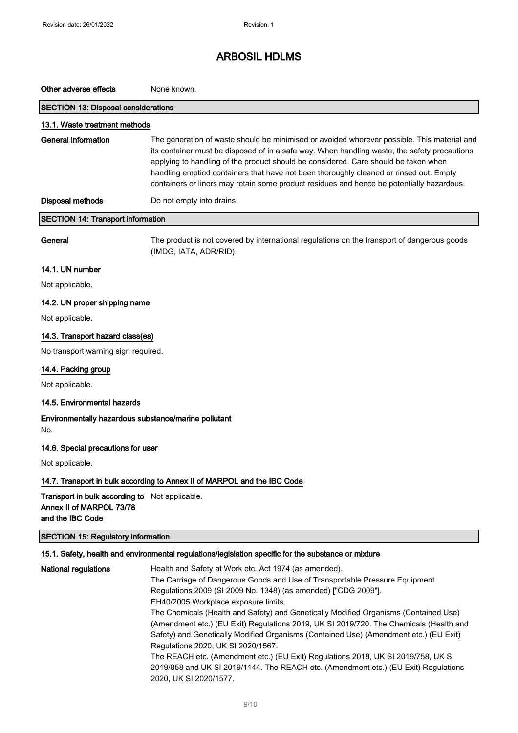**Other adverse effects** None known.

## SECTION 13: Disposal considerations

### 13.1. Waste treatment methods

**General information** The generation of waste should be minimised or avoided wherever possible. This material and its container must be disposed of in a safe way. When handling waste, the safety precautions applying to handling of the product should be considered. Care should be taken when handling emptied containers that have not been thoroughly cleaned or rinsed out. Empty containers or liners may retain some product residues and hence be potentially hazardous.

**Disposal methods** Do not empty into drains.

## SECTION 14: Transport information

**General** The product is not covered by international regulations on the transport of dangerous goods (IMDG, IATA, ADR/RID).

### 14.1. UN number

Not applicable.

### 14.2. UN proper shipping name

Not applicable.

### 14.3. Transport hazard class(es)

No transport warning sign required.

### 14.4. Packing group

Not applicable.

### 14.5. Environmental hazards

**Environmentally hazardous substance/marine pollutant**

No.

### 14.6. Special precautions for user

Not applicable.

### 14.7. Transport in bulk according to Annex II of MARPOL and the IBC Code

**Transport in bulk according to Annex II of MARPOL 73/78 and the IBC Code** Not applicable.

## SECTION 15: Regulatory information

### 15.1. Safety, health and environmental regulations/legislation specific for the substance or mixture

**National regulations** Health and Safety at Work etc. Act 1974 (as amended).
The Carriage of Dangerous Goods and Use of Transportable Pressure Equipment Regulations 2009 (SI 2009 No. 1348) (as amended) ["CDG 2009"].
EH40/2005 Workplace exposure limits.
The Chemicals (Health and Safety) and Genetically Modified Organisms (Contained Use) (Amendment etc.) (EU Exit) Regulations 2019, UK SI 2019/720. The Chemicals (Health and Safety) and Genetically Modified Organisms (Contained Use) (Amendment etc.) (EU Exit) Regulations 2020, UK SI 2020/1567.
The REACH etc. (Amendment etc.) (EU Exit) Regulations 2019, UK SI 2019/758, UK SI 2019/858 and UK SI 2019/1144. The REACH etc. (Amendment etc.) (EU Exit) Regulations 2020, UK SI 2020/1577.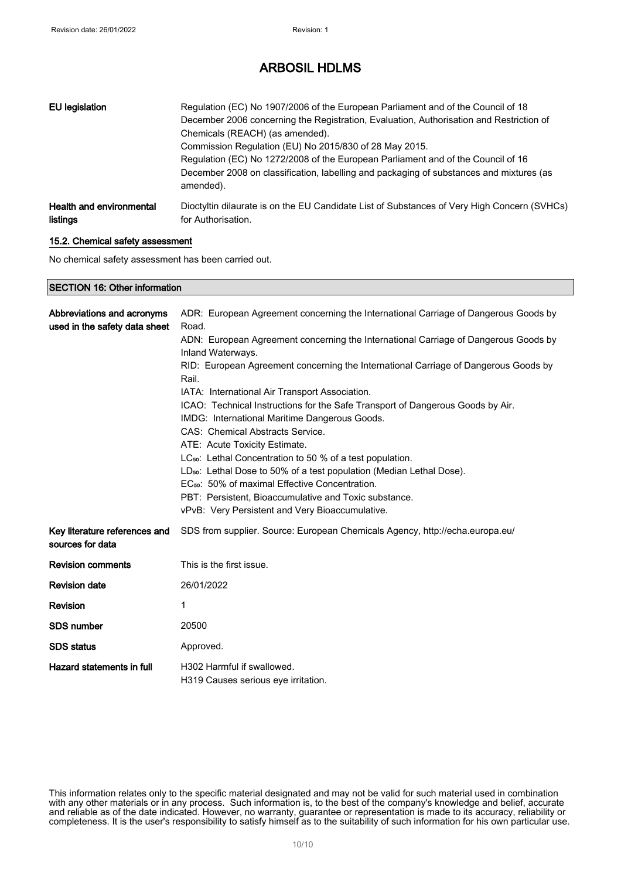# ARBOSIL HDLMS

| | |
|---|---|
| **EU legislation** | Regulation (EC) No 1907/2006 of the European Parliament and of the Council of 18 December 2006 concerning the Registration, Evaluation, Authorisation and Restriction of Chemicals (REACH) (as amended).<br>Commission Regulation (EU) No 2015/830 of 28 May 2015.<br>Regulation (EC) No 1272/2008 of the European Parliament and of the Council of 16 December 2008 on classification, labelling and packaging of substances and mixtures (as amended). |
| **Health and environmental listings** | Dioctyltin dilaurate is on the EU Candidate List of Substances of Very High Concern (SVHCs) for Authorisation. |

### 15.2. Chemical safety assessment

No chemical safety assessment has been carried out.

## SECTION 16: Other information

| | |
|---|---|
| **Abbreviations and acronyms used in the safety data sheet** | ADR: European Agreement concerning the International Carriage of Dangerous Goods by Road.<br>ADN: European Agreement concerning the International Carriage of Dangerous Goods by Inland Waterways.<br>RID: European Agreement concerning the International Carriage of Dangerous Goods by Rail.<br>IATA: International Air Transport Association.<br>ICAO: Technical Instructions for the Safe Transport of Dangerous Goods by Air.<br>IMDG: International Maritime Dangerous Goods.<br>CAS: Chemical Abstracts Service.<br>ATE: Acute Toxicity Estimate.<br>$LC_{50}$: Lethal Concentration to 50 % of a test population.<br>$LD_{50}$: Lethal Dose to 50% of a test population (Median Lethal Dose).<br>$EC_{50}$: 50% of maximal Effective Concentration.<br>PBT: Persistent, Bioaccumulative and Toxic substance.<br>vPvB: Very Persistent and Very Bioaccumulative. |
| **Key literature references and sources for data** | SDS from supplier. Source: European Chemicals Agency, http://echa.europa.eu/ |
| **Revision comments** | This is the first issue. |
| **Revision date** | 26/01/2022 |
| **Revision** | 1 |
| **SDS number** | 20500 |
| **SDS status** | Approved. |
| **Hazard statements in full** | H302 Harmful if swallowed.<br>H319 Causes serious eye irritation. |

This information relates only to the specific material designated and may not be valid for such material used in combination with any other materials or in any process. Such information is, to the best of the company's knowledge and belief, accurate and reliable as of the date indicated. However, no warranty, guarantee or representation is made to its accuracy, reliability or completeness. It is the user's responsibility to satisfy himself as to the suitability of such information for his own particular use.